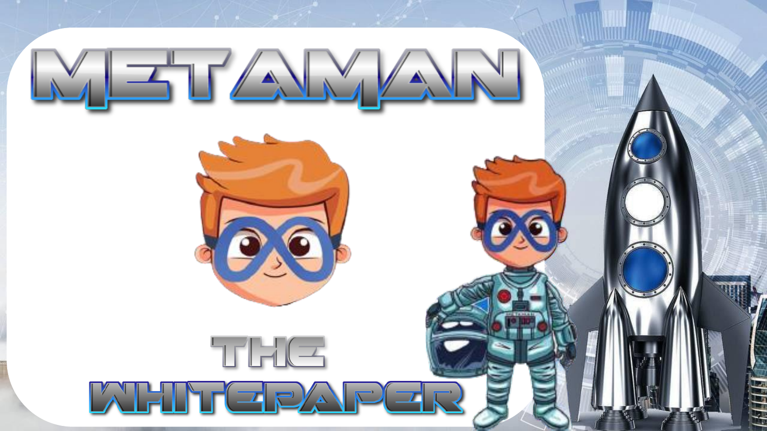# METAMAN

## THE WHITEPAPER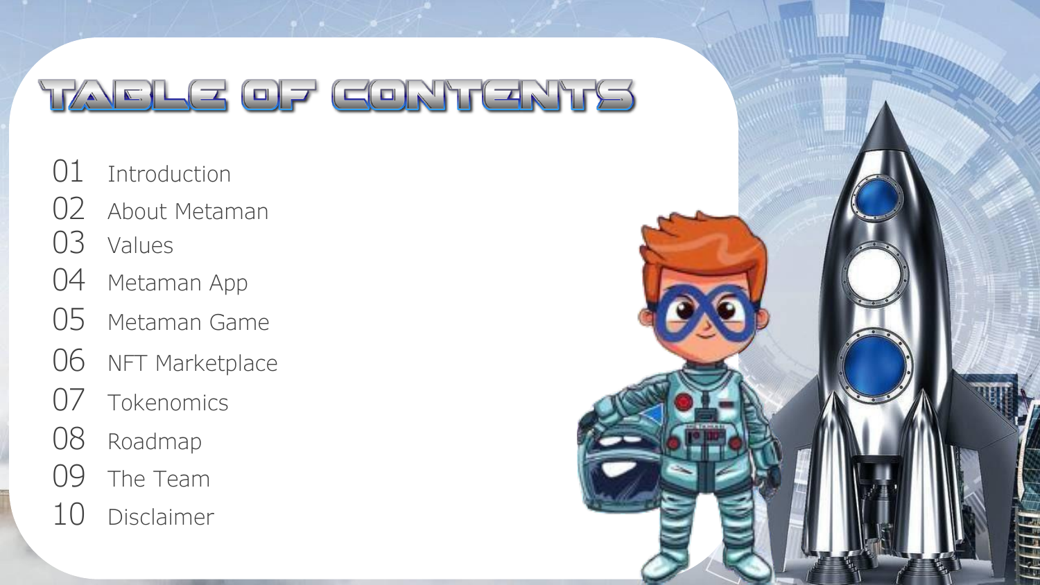# TABLE OF CONTENTS

01 Introduction
02 About Metaman
03 Values
04 Metaman App
05 Metaman Game
06 NFT Marketplace
07 Tokenomics
08 Roadmap
09 The Team
10 Disclaimer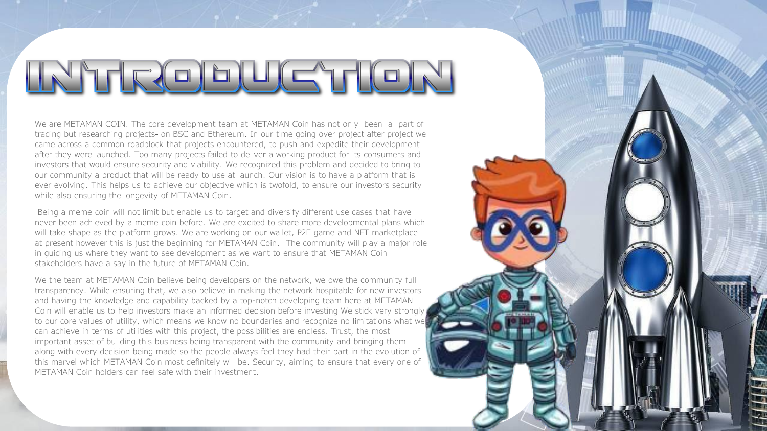# INTRODUCTION

We are METAMAN COIN. The core development team at METAMAN Coin has not only been a part of trading but researching projects- on BSC and Ethereum. In our time going over project after project we came across a common roadblock that projects encountered, to push and expedite their development after they were launched. Too many projects failed to deliver a working product for its consumers and investors that would ensure security and viability. We recognized this problem and decided to bring to our community a product that will be ready to use at launch. Our vision is to have a platform that is ever evolving. This helps us to achieve our objective which is twofold, to ensure our investors security while also ensuring the longevity of METAMAN Coin.

Being a meme coin will not limit but enable us to target and diversify different use cases that have never been achieved by a meme coin before. We are excited to share more developmental plans which will take shape as the platform grows. We are working on our wallet, P2E game and NFT marketplace at present however this is just the beginning for METAMAN Coin. The community will play a major role in guiding us where they want to see development as we want to ensure that METAMAN Coin stakeholders have a say in the future of METAMAN Coin.

We the team at METAMAN Coin believe being developers on the network, we owe the community full transparency. While ensuring that, we also believe in making the network hospitable for new investors and having the knowledge and capability backed by a top-notch developing team here at METAMAN Coin will enable us to help investors make an informed decision before investing We stick very strongly to our core values of utility, which means we know no boundaries and recognize no limitations what we can achieve in terms of utilities with this project, the possibilities are endless. Trust, the most important asset of building this business being transparent with the community and bringing them along with every decision being made so the people always feel they had their part in the evolution of this marvel which METAMAN Coin most definitely will be. Security, aiming to ensure that every one of METAMAN Coin holders can feel safe with their investment.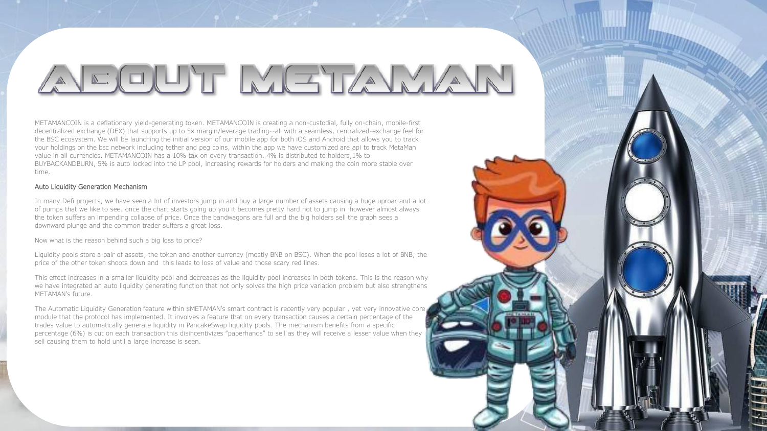# ABOUT METAMAN

METAMANCOIN is a deflationary yield-generating token. METAMANCOIN is creating a non-custodial, fully on-chain, mobile-first decentralized exchange (DEX) that supports up to 5x margin/leverage trading--all with a seamless, centralized-exchange feel for the BSC ecosystem. We will be launching the initial version of our mobile app for both iOS and Android that allows you to track your holdings on the bsc network including tether and peg coins, within the app we have customized are api to track MetaMan value in all currencies. METAMANCOIN has a 10% tax on every transaction. 4% is distributed to holders,1% to BUYBACKANDBURN, 5% is auto locked into the LP pool, increasing rewards for holders and making the coin more stable over time.

## Auto Liquidity Generation Mechanism

In many Defi projects, we have seen a lot of investors jump in and buy a large number of assets causing a huge uproar and a lot of pumps that we like to see. once the chart starts going up you it becomes pretty hard not to jump in however almost always the token suffers an impending collapse of price. Once the bandwagons are full and the big holders sell the graph sees a downward plunge and the common trader suffers a great loss.

Now what is the reason behind such a big loss to price?

Liquidity pools store a pair of assets, the token and another currency (mostly BNB on BSC). When the pool loses a lot of BNB, the price of the other token shoots down and this leads to loss of value and those scary red lines.

This effect increases in a smaller liquidity pool and decreases as the liquidity pool increases in both tokens. This is the reason why we have integrated an auto liquidity generating function that not only solves the high price variation problem but also strengthens METAMAN's future.

The Automatic Liquidity Generation feature within $METAMAN's smart contract is recently very popular , yet very innovative core module that the protocol has implemented. It involves a feature that on every transaction causes a certain percentage of the trades value to automatically generate liquidity in PancakeSwap liquidity pools. The mechanism benefits from a specific percentage (6%) is cut on each transaction this disincentivizes "paperhands" to sell as they will receive a lesser value when they sell causing them to hold until a large increase is seen.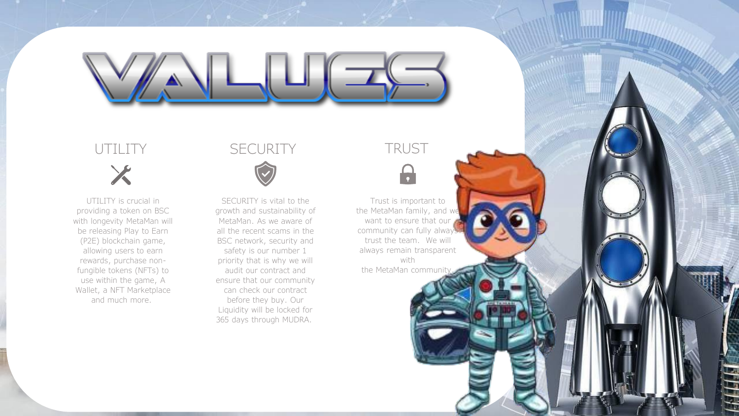# VALUES

## UTILITY

UTILITY is crucial in providing a token on BSC with longevity MetaMan will be releasing Play to Earn (P2E) blockchain game, allowing users to earn rewards, purchase non-fungible tokens (NFTs) to use within the game, A Wallet, a NFT Marketplace and much more.

## SECURITY

SECURITY is vital to the growth and sustainability of MetaMan. As we aware of all the recent scams in the BSC network, security and safety is our number 1 priority that is why we will audit our contract and ensure that our community can check our contract before they buy. Our Liquidity will be locked for 365 days through MUDRA.

## TRUST

Trust is important to the MetaMan family, and we want to ensure that our community can fully always trust the team. We will always remain transparent with the MetaMan community.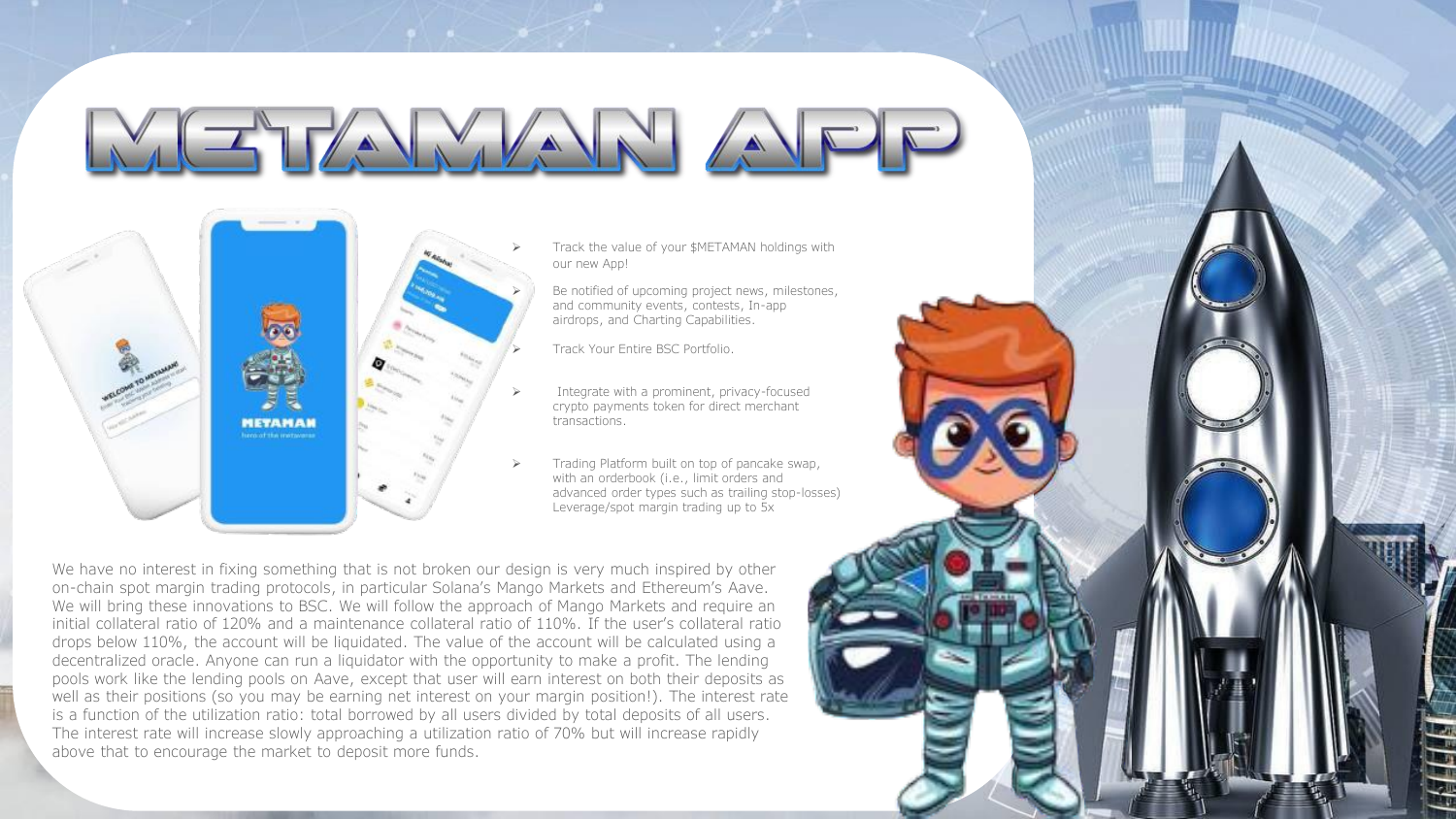# METAMAN APP

- Track the value of your $METAMAN holdings with our new App!
- Be notified of upcoming project news, milestones, and community events, contests, In-app airdrops, and Charting Capabilities.
- Track Your Entire BSC Portfolio.
- Integrate with a prominent, privacy-focused crypto payments token for direct merchant transactions.
- Trading Platform built on top of pancake swap, with an orderbook (i.e., limit orders and advanced order types such as trailing stop-losses) Leverage/spot margin trading up to 5x

We have no interest in fixing something that is not broken our design is very much inspired by other on-chain spot margin trading protocols, in particular Solana's Mango Markets and Ethereum's Aave. We will bring these innovations to BSC. We will follow the approach of Mango Markets and require an initial collateral ratio of 120% and a maintenance collateral ratio of 110%. If the user's collateral ratio drops below 110%, the account will be liquidated. The value of the account will be calculated using a decentralized oracle. Anyone can run a liquidator with the opportunity to make a profit. The lending pools work like the lending pools on Aave, except that user will earn interest on both their deposits as well as their positions (so you may be earning net interest on your margin position!). The interest rate is a function of the utilization ratio: total borrowed by all users divided by total deposits of all users. The interest rate will increase slowly approaching a utilization ratio of 70% but will increase rapidly above that to encourage the market to deposit more funds.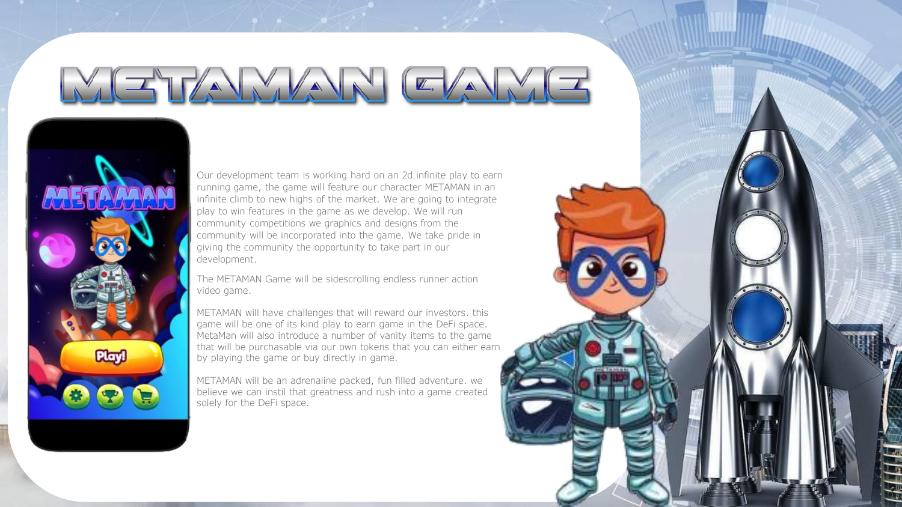# METAMAN GAME

Our development team is working hard on an 2d infinite play to earn running game, the game will feature our character METAMAN in an infinite climb to new highs of the market. We are going to integrate play to win features in the game as we develop. We will run community competitions we graphics and designs from the community will be incorporated into the game. We take pride in giving the community the opportunity to take part in our development.

The METAMAN Game will be sidescrolling endless runner action video game.

METAMAN will have challenges that will reward our investors. this game will be one of its kind play to earn game in the DeFi space. MetaMan will also introduce a number of vanity items to the game that will be purchasable via our own tokens that you can either earn by playing the game or buy directly in game.

METAMAN will be an adrenaline packed, fun filled adventure. we believe we can instil that greatness and rush into a game created solely for the DeFi space.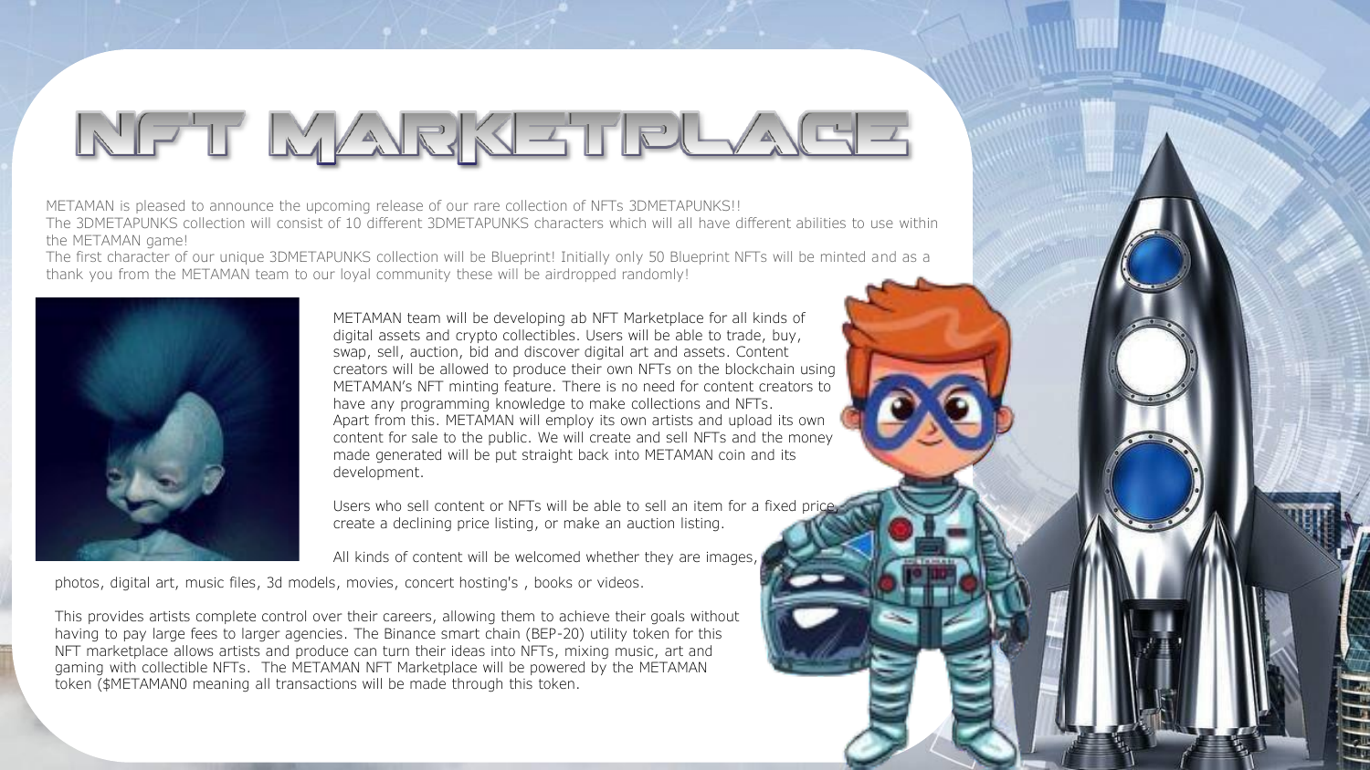# NFT MARKETPLACE

METAMAN is pleased to announce the upcoming release of our rare collection of NFTs 3DMETAPUNKS!!
The 3DMETAPUNKS collection will consist of 10 different 3DMETAPUNKS characters which will all have different abilities to use within the METAMAN game!
The first character of our unique 3DMETAPUNKS collection will be Blueprint! Initially only 50 Blueprint NFTs will be minted and as a thank you from the METAMAN team to our loyal community these will be airdropped randomly!

METAMAN team will be developing ab NFT Marketplace for all kinds of digital assets and crypto collectibles. Users will be able to trade, buy, swap, sell, auction, bid and discover digital art and assets. Content creators will be allowed to produce their own NFTs on the blockchain using METAMAN's NFT minting feature. There is no need for content creators to have any programming knowledge to make collections and NFTs.
Apart from this. METAMAN will employ its own artists and upload its own content for sale to the public. We will create and sell NFTs and the money made generated will be put straight back into METAMAN coin and its development.

Users who sell content or NFTs will be able to sell an item for a fixed price, create a declining price listing, or make an auction listing.

All kinds of content will be welcomed whether they are images, photos, digital art, music files, 3d models, movies, concert hosting's , books or videos.

This provides artists complete control over their careers, allowing them to achieve their goals without having to pay large fees to larger agencies. The Binance smart chain (BEP-20) utility token for this NFT marketplace allows artists and produce can turn their ideas into NFTs, mixing music, art and gaming with collectible NFTs. The METAMAN NFT Marketplace will be powered by the METAMAN token ($METAMAN0 meaning all transactions will be made through this token.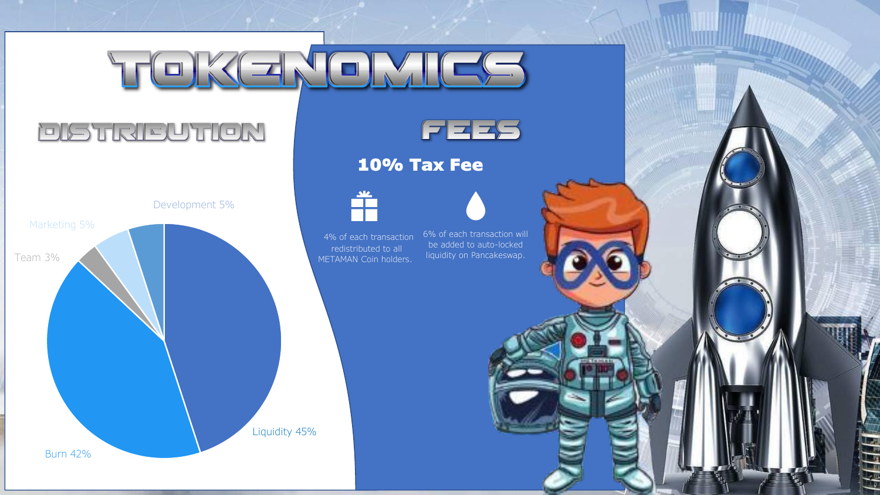# TOKENOMICS

## DISTRIBUTION

- Liquidity 45%
- Burn 42%
- Team 3%
- Marketing 5%
- Development 5%

## FEES

**10% Tax Fee**

4% of each transaction redistributed to all METAMAN Coin holders.

6% of each transaction will be added to auto-locked liquidity on Pancakeswap.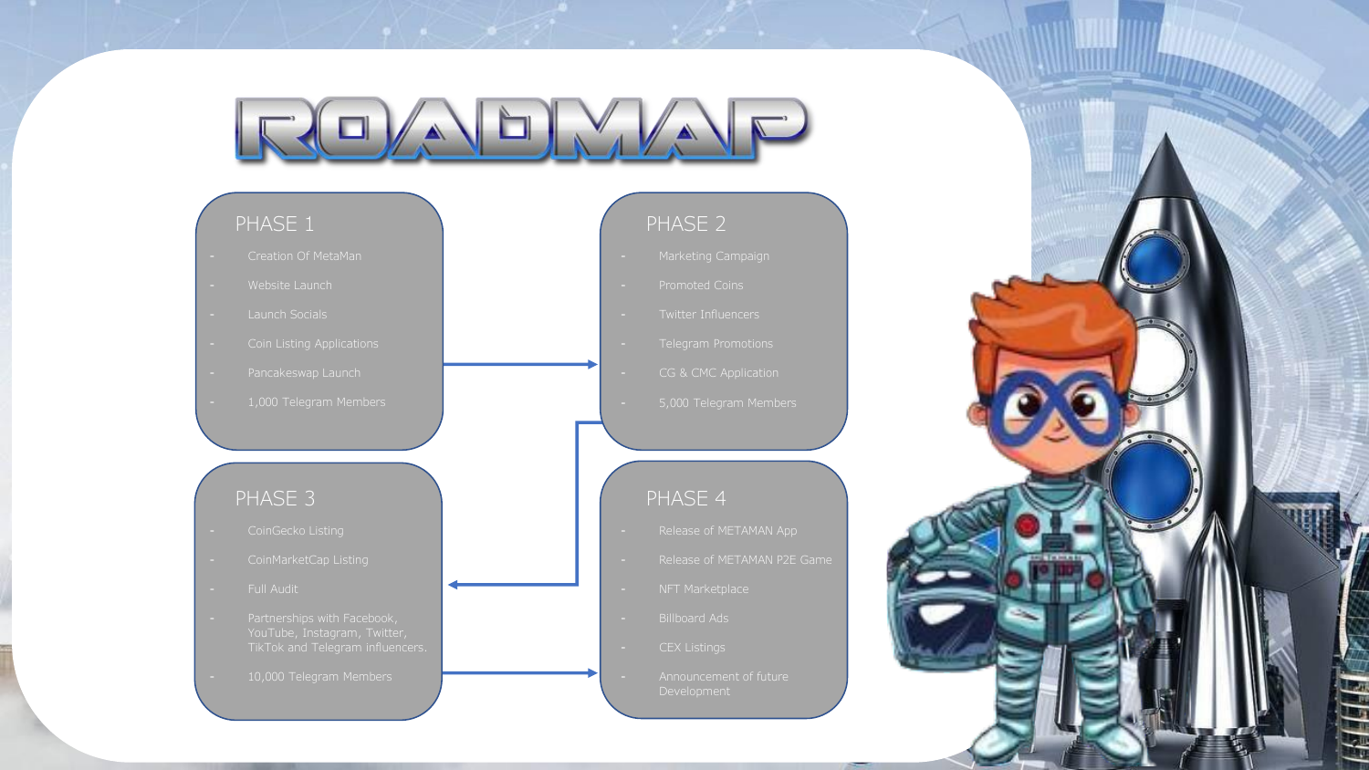# ROADMAP

## PHASE 1

- Creation Of MetaMan
- Website Launch
- Launch Socials
- Coin Listing Applications
- Pancakeswap Launch
- 1,000 Telegram Members

## PHASE 2

- Marketing Campaign
- Promoted Coins
- Twitter Influencers
- Telegram Promotions
- CG & CMC Application
- 5,000 Telegram Members

## PHASE 3

- CoinGecko Listing
- CoinMarketCap Listing
- Full Audit
- Partnerships with Facebook, YouTube, Instagram, Twitter, TikTok and Telegram influencers.
- 10,000 Telegram Members

## PHASE 4

- Release of METAMAN App
- Release of METAMAN P2E Game
- NFT Marketplace
- Billboard Ads
- CEX Listings
- Announcement of future Development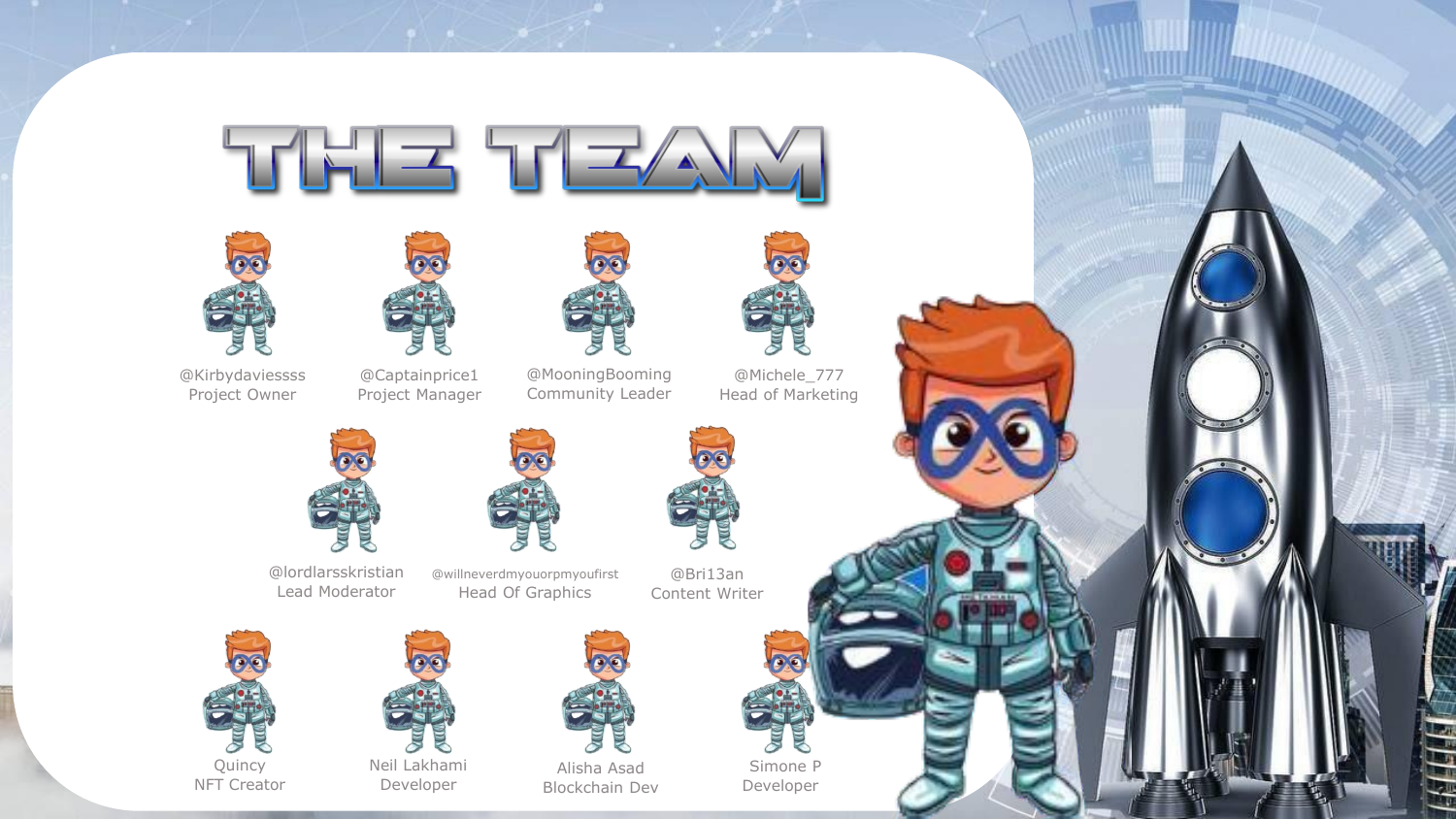# THE TEAM

@Kirbydaviessss
Project Owner

@Captainprice1
Project Manager

@MooningBooming
Community Leader

@Michele_777
Head of Marketing

@lordlarsskristian
Lead Moderator

@willneverdmyouorpmyoufirst
Head Of Graphics

@Bri13an
Content Writer

Quincy
NFT Creator

Neil Lakhami
Developer

Alisha Asad
Blockchain Dev

Simone P
Developer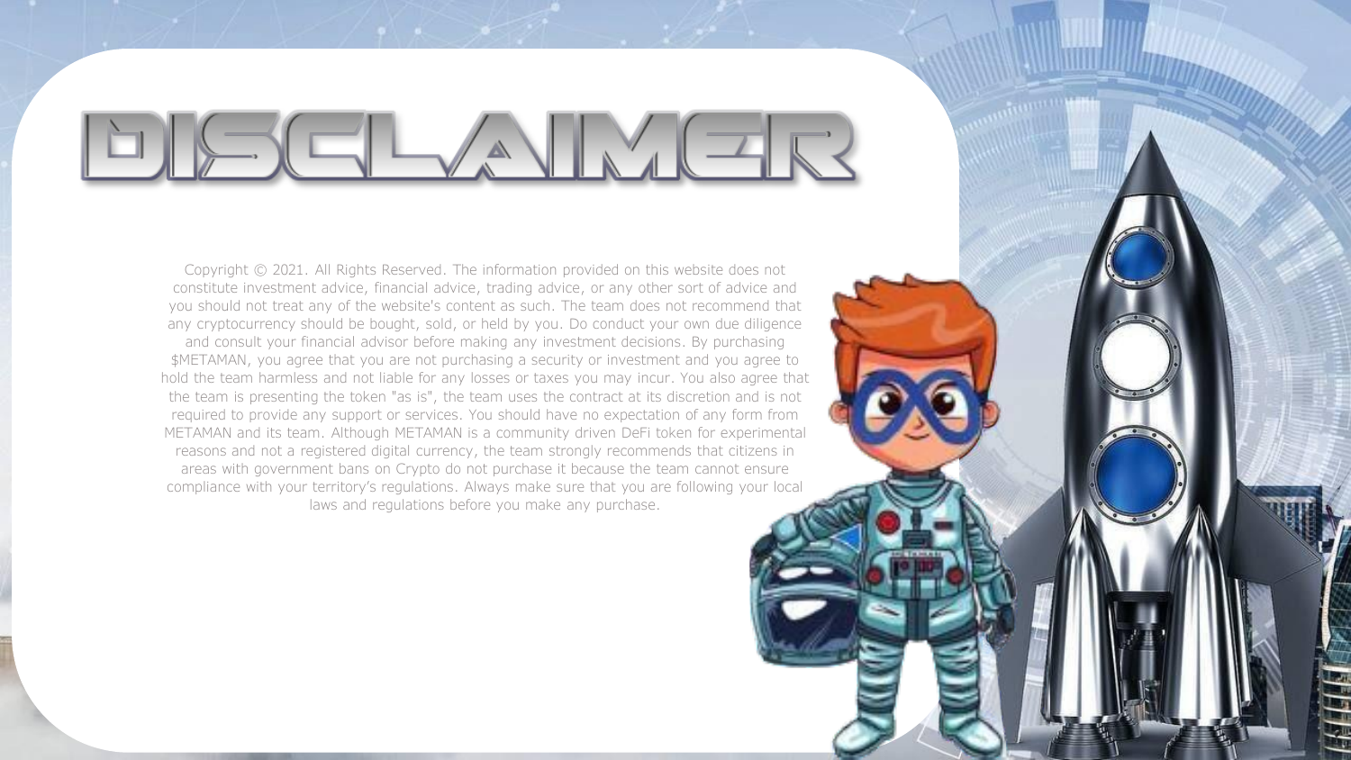# DISCLAIMER

Copyright © 2021. All Rights Reserved. The information provided on this website does not constitute investment advice, financial advice, trading advice, or any other sort of advice and you should not treat any of the website's content as such. The team does not recommend that any cryptocurrency should be bought, sold, or held by you. Do conduct your own due diligence and consult your financial advisor before making any investment decisions. By purchasing $METAMAN, you agree that you are not purchasing a security or investment and you agree to hold the team harmless and not liable for any losses or taxes you may incur. You also agree that the team is presenting the token "as is", the team uses the contract at its discretion and is not required to provide any support or services. You should have no expectation of any form from METAMAN and its team. Although METAMAN is a community driven DeFi token for experimental reasons and not a registered digital currency, the team strongly recommends that citizens in areas with government bans on Crypto do not purchase it because the team cannot ensure compliance with your territory's regulations. Always make sure that you are following your local laws and regulations before you make any purchase.